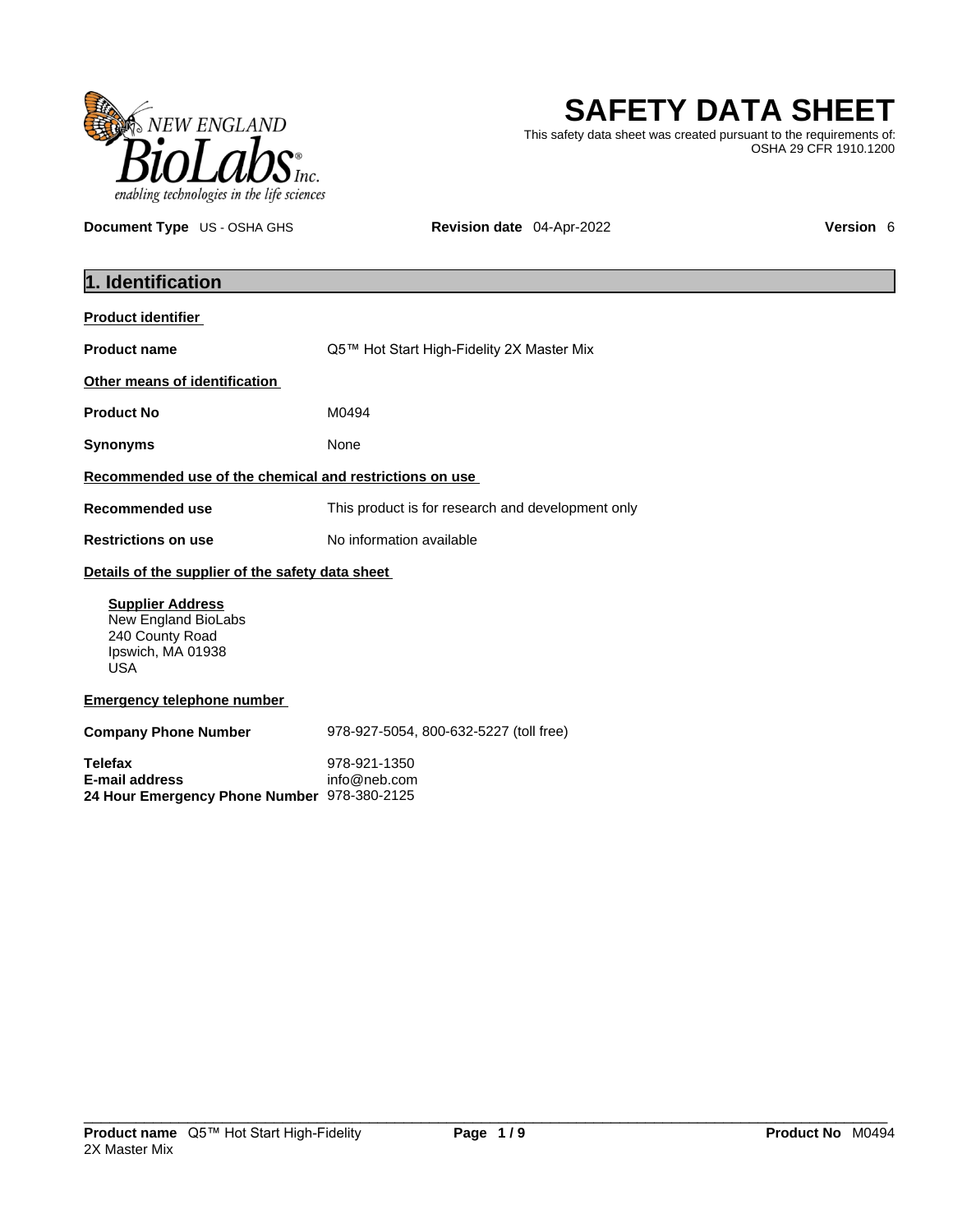# SAFETY DATA SHEET

This safety data sheet was created pursuant to the requirements of: OSHA 29 CFR 1910.1200

**Document Type** US - OSHA GHS **Revision date** 04-Apr-2022 **Version** 6

## 1. Identification

**Product identifier**

| | |
|---|---|
| **Product name** | Q5™ Hot Start High-Fidelity 2X Master Mix |

**Other means of identification**

| | |
|---|---|
| **Product No** | M0494 |
| **Synonyms** | None |

**Recommended use of the chemical and restrictions on use**

| | |
|---|---|
| **Recommended use** | This product is for research and development only |
| **Restrictions on use** | No information available |

**Details of the supplier of the safety data sheet**

**Supplier Address**
New England BioLabs
240 County Road
Ipswich, MA 01938
USA

**Emergency telephone number**

| | |
|---|---|
| **Company Phone Number** | 978-927-5054, 800-632-5227 (toll free) |
| **Telefax** | 978-921-1350 |
| **E-mail address** | info@neb.com |
| **24 Hour Emergency Phone Number** | 978-380-2125 |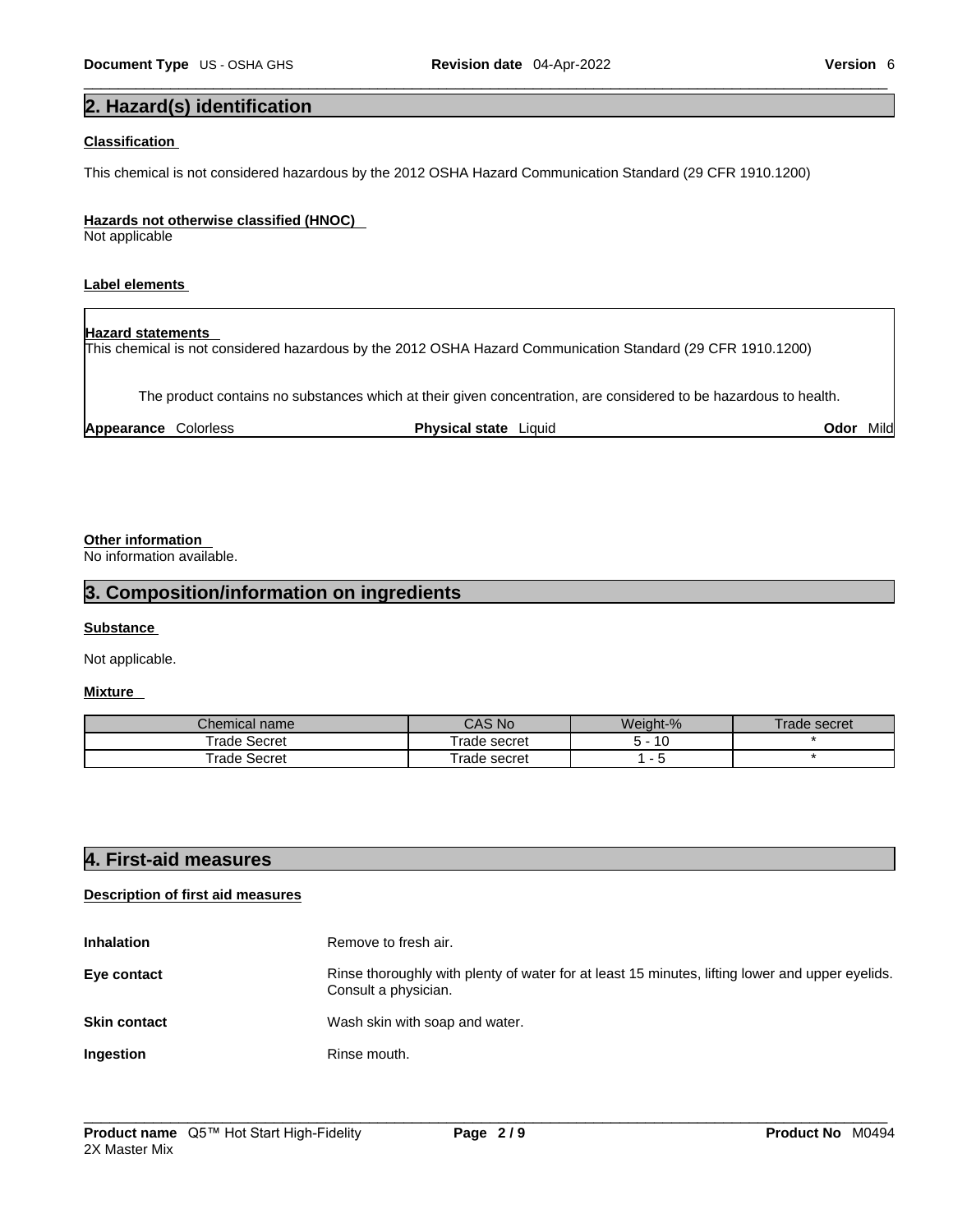## 2. Hazard(s) identification

**Classification**

This chemical is not considered hazardous by the 2012 OSHA Hazard Communication Standard (29 CFR 1910.1200)

**Hazards not otherwise classified (HNOC)**

Not applicable

**Label elements**

**Hazard statements**

This chemical is not considered hazardous by the 2012 OSHA Hazard Communication Standard (29 CFR 1910.1200)

The product contains no substances which at their given concentration, are considered to be hazardous to health.

**Appearance** Colorless **Physical state** Liquid **Odor** Mild

**Other information**

No information available.

## 3. Composition/information on ingredients

**Substance**

Not applicable.

**Mixture**

| Chemical name | CAS No | Weight-% | Trade secret |
|---|---|---|---|
| Trade Secret | Trade secret | 5 - 10 | * |
| Trade Secret | Trade secret | 1 - 5 | * |

## 4. First-aid measures

**Description of first aid measures**

**Inhalation** Remove to fresh air.

**Eye contact** Rinse thoroughly with plenty of water for at least 15 minutes, lifting lower and upper eyelids. Consult a physician.

**Skin contact** Wash skin with soap and water.

**Ingestion** Rinse mouth.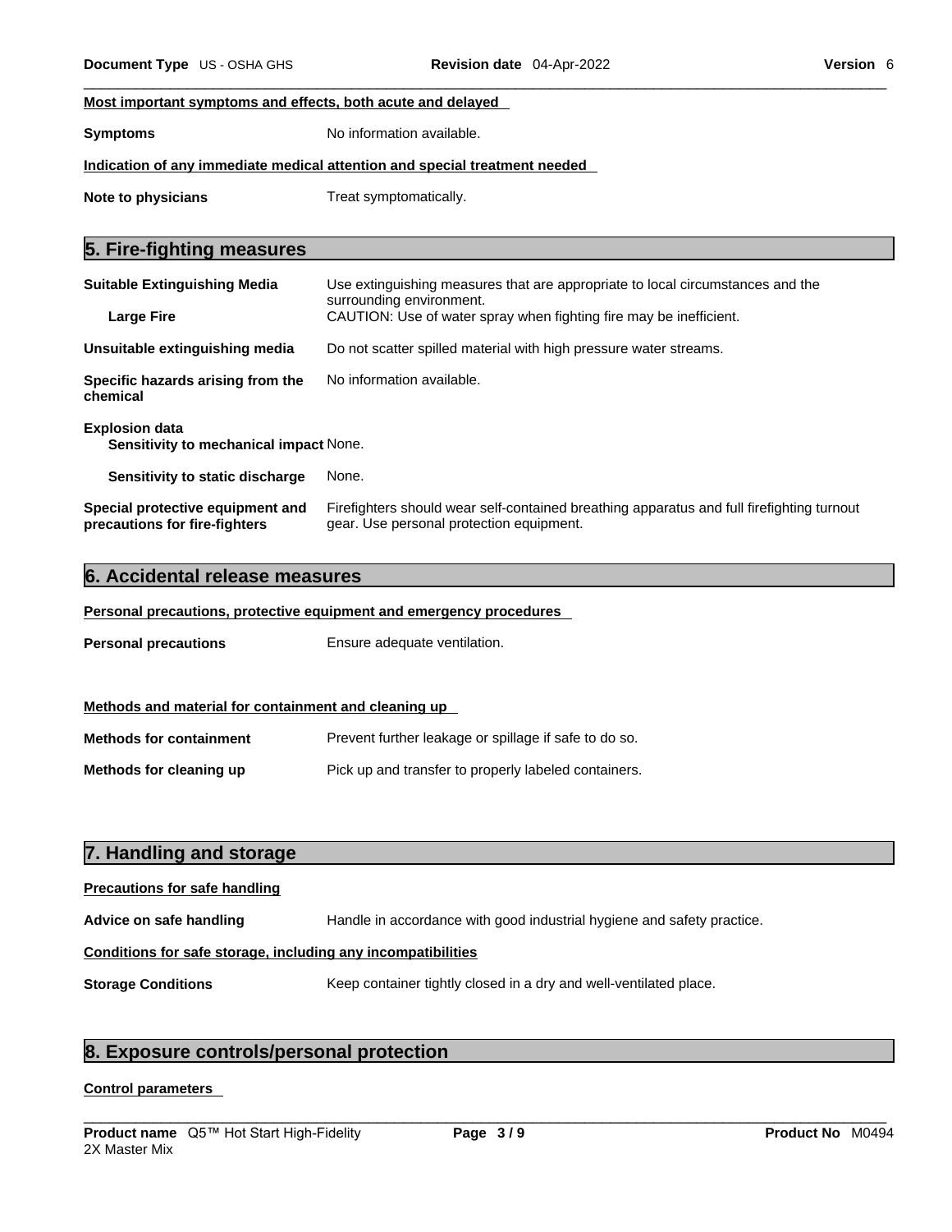**Most important symptoms and effects, both acute and delayed**

**Symptoms** No information available.

**Indication of any immediate medical attention and special treatment needed**

**Note to physicians** Treat symptomatically.

## 5. Fire-fighting measures

**Suitable Extinguishing Media** Use extinguishing measures that are appropriate to local circumstances and the surrounding environment.

**Large Fire** CAUTION: Use of water spray when fighting fire may be inefficient.

**Unsuitable extinguishing media** Do not scatter spilled material with high pressure water streams.

**Specific hazards arising from the chemical** No information available.

**Explosion data**

**Sensitivity to mechanical impact** None.

**Sensitivity to static discharge** None.

**Special protective equipment and precautions for fire-fighters** Firefighters should wear self-contained breathing apparatus and full firefighting turnout gear. Use personal protection equipment.

## 6. Accidental release measures

**Personal precautions, protective equipment and emergency procedures**

**Personal precautions** Ensure adequate ventilation.

**Methods and material for containment and cleaning up**

**Methods for containment** Prevent further leakage or spillage if safe to do so.

**Methods for cleaning up** Pick up and transfer to properly labeled containers.

## 7. Handling and storage

**Precautions for safe handling**

**Advice on safe handling** Handle in accordance with good industrial hygiene and safety practice.

**Conditions for safe storage, including any incompatibilities**

**Storage Conditions** Keep container tightly closed in a dry and well-ventilated place.

## 8. Exposure controls/personal protection

**Control parameters**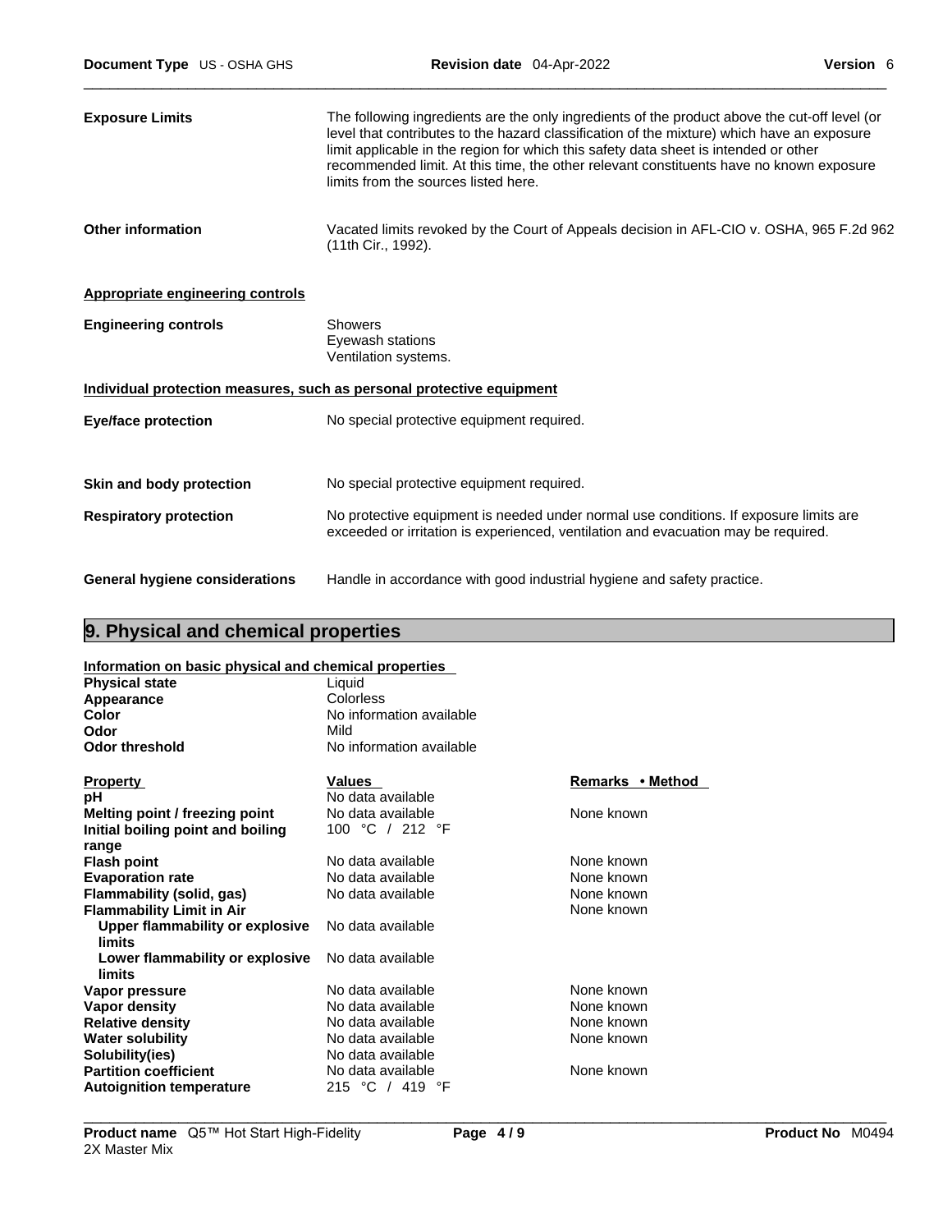**Exposure Limits** The following ingredients are the only ingredients of the product above the cut-off level (or level that contributes to the hazard classification of the mixture) which have an exposure limit applicable in the region for which this safety data sheet is intended or other recommended limit. At this time, the other relevant constituents have no known exposure limits from the sources listed here.

**Other information** Vacated limits revoked by the Court of Appeals decision in AFL-CIO v. OSHA, 965 F.2d 962 (11th Cir., 1992).

**Appropriate engineering controls**

**Engineering controls** Showers
Eyewash stations
Ventilation systems.

**Individual protection measures, such as personal protective equipment**

**Eye/face protection** No special protective equipment required.

**Skin and body protection** No special protective equipment required.

**Respiratory protection** No protective equipment is needed under normal use conditions. If exposure limits are exceeded or irritation is experienced, ventilation and evacuation may be required.

**General hygiene considerations** Handle in accordance with good industrial hygiene and safety practice.

## 9. Physical and chemical properties

**Information on basic physical and chemical properties**

| | |
|---|---|
| **Physical state** | Liquid |
| **Appearance** | Colorless |
| **Color** | No information available |
| **Odor** | Mild |
| **Odor threshold** | No information available |

| Property | Values | Remarks • Method |
|---|---|---|
| **pH** | No data available | |
| **Melting point / freezing point** | No data available | None known |
| **Initial boiling point and boiling range** | 100 °C / 212 °F | |
| **Flash point** | No data available | None known |
| **Evaporation rate** | No data available | None known |
| **Flammability (solid, gas)** | No data available | None known |
| **Flammability Limit in Air** | | None known |
| **Upper flammability or explosive limits** | No data available | |
| **Lower flammability or explosive limits** | No data available | |
| **Vapor pressure** | No data available | None known |
| **Vapor density** | No data available | None known |
| **Relative density** | No data available | None known |
| **Water solubility** | No data available | None known |
| **Solubility(ies)** | No data available | |
| **Partition coefficient** | No data available | None known |
| **Autoignition temperature** | 215 °C / 419 °F | |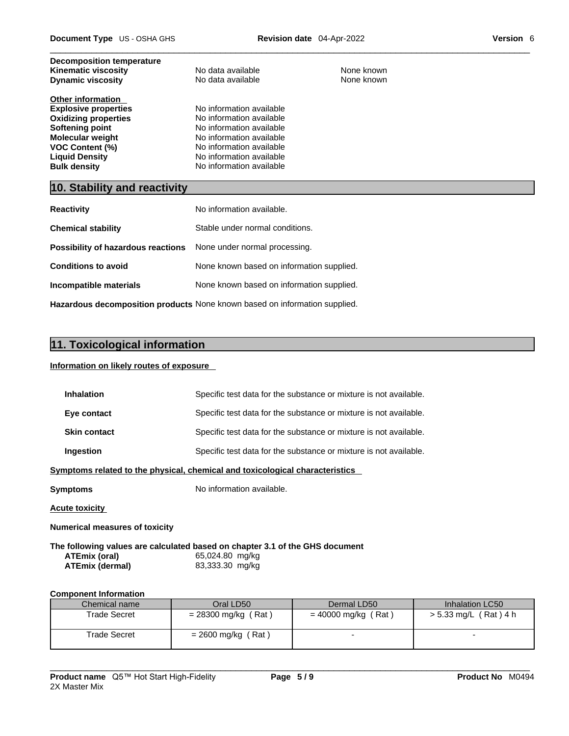| | | |
|---|---|---|
| **Decomposition temperature** | | |
| **Kinematic viscosity** | No data available | None known |
| **Dynamic viscosity** | No data available | None known |

**Other information**

| | |
|---|---|
| **Explosive properties** | No information available |
| **Oxidizing properties** | No information available |
| **Softening point** | No information available |
| **Molecular weight** | No information available |
| **VOC Content (%)** | No information available |
| **Liquid Density** | No information available |
| **Bulk density** | No information available |

## 10. Stability and reactivity

| | |
|---|---|
| **Reactivity** | No information available. |
| **Chemical stability** | Stable under normal conditions. |
| **Possibility of hazardous reactions** | None under normal processing. |
| **Conditions to avoid** | None known based on information supplied. |
| **Incompatible materials** | None known based on information supplied. |
| **Hazardous decomposition products** | None known based on information supplied. |

## 11. Toxicological information

**Information on likely routes of exposure**

| | |
|---|---|
| **Inhalation** | Specific test data for the substance or mixture is not available. |
| **Eye contact** | Specific test data for the substance or mixture is not available. |
| **Skin contact** | Specific test data for the substance or mixture is not available. |
| **Ingestion** | Specific test data for the substance or mixture is not available. |

**Symptoms related to the physical, chemical and toxicological characteristics**

**Symptoms** No information available.

**Acute toxicity**

**Numerical measures of toxicity**

**The following values are calculated based on chapter 3.1 of the GHS document**

| | |
|---|---|
| **ATEmix (oral)** | 65,024.80 mg/kg |
| **ATEmix (dermal)** | 83,333.30 mg/kg |

**Component Information**

| Chemical name | Oral LD50 | Dermal LD50 | Inhalation LC50 |
|---|---|---|---|
| Trade Secret | = 28300 mg/kg ( Rat ) | = 40000 mg/kg ( Rat ) | > 5.33 mg/L ( Rat ) 4 h |
| Trade Secret | = 2600 mg/kg ( Rat ) | - | - |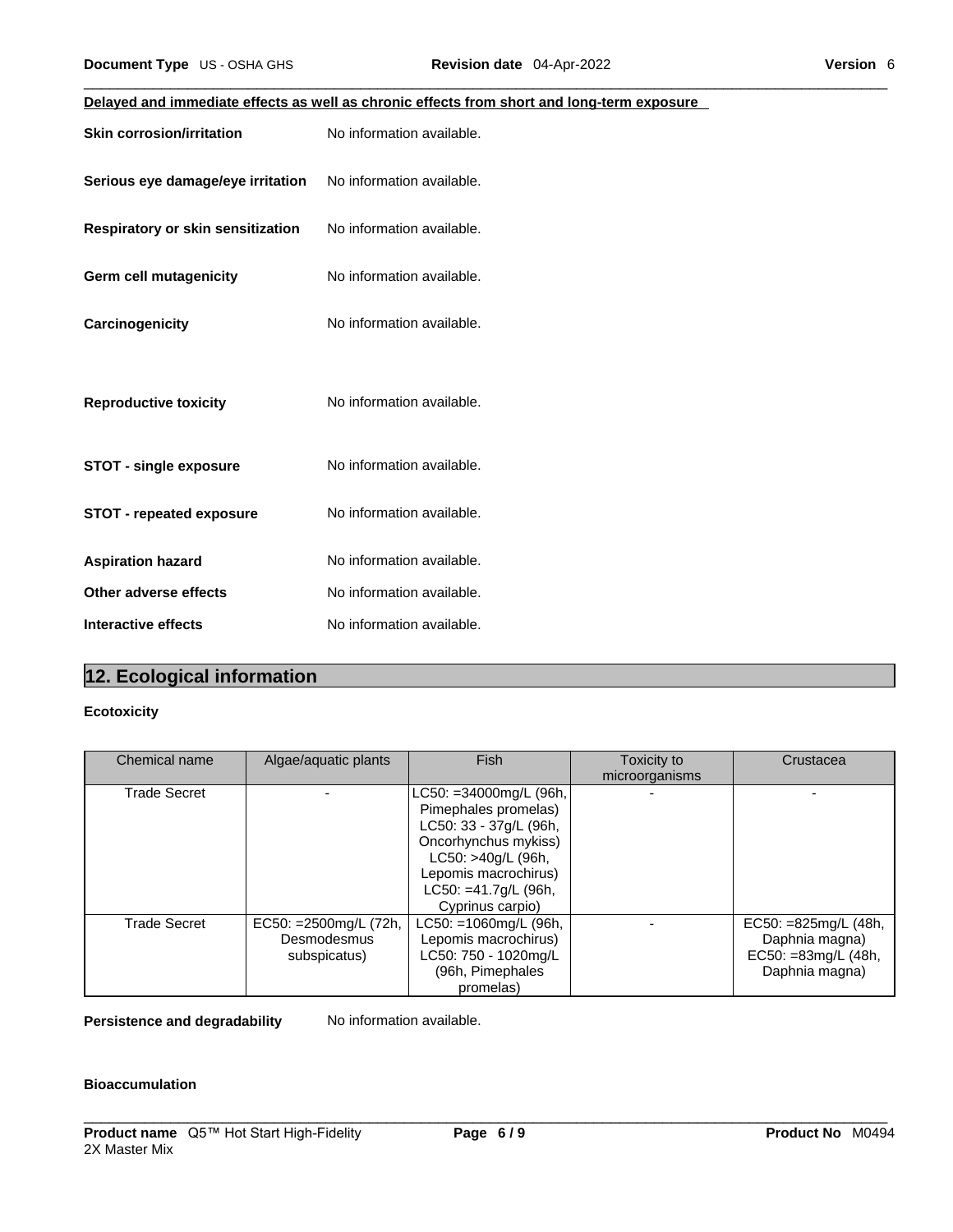**Delayed and immediate effects as well as chronic effects from short and long-term exposure**

**Skin corrosion/irritation** No information available.

**Serious eye damage/eye irritation** No information available.

**Respiratory or skin sensitization** No information available.

**Germ cell mutagenicity** No information available.

**Carcinogenicity** No information available.

**Reproductive toxicity** No information available.

**STOT - single exposure** No information available.

**STOT - repeated exposure** No information available.

**Aspiration hazard** No information available.

**Other adverse effects** No information available.

**Interactive effects** No information available.

## 12. Ecological information

**Ecotoxicity**

| Chemical name | Algae/aquatic plants | Fish | Toxicity to microorganisms | Crustacea |
|---|---|---|---|---|
| Trade Secret | - | LC50: =34000mg/L (96h, Pimephales promelas) LC50: 33 - 37g/L (96h, Oncorhynchus mykiss) LC50: >40g/L (96h, Lepomis macrochirus) LC50: =41.7g/L (96h, Cyprinus carpio) | - | - |
| Trade Secret | EC50: =2500mg/L (72h, Desmodesmus subspicatus) | LC50: =1060mg/L (96h, Lepomis macrochirus) LC50: 750 - 1020mg/L (96h, Pimephales promelas) | - | EC50: =825mg/L (48h, Daphnia magna) EC50: =83mg/L (48h, Daphnia magna) |

**Persistence and degradability** No information available.

**Bioaccumulation**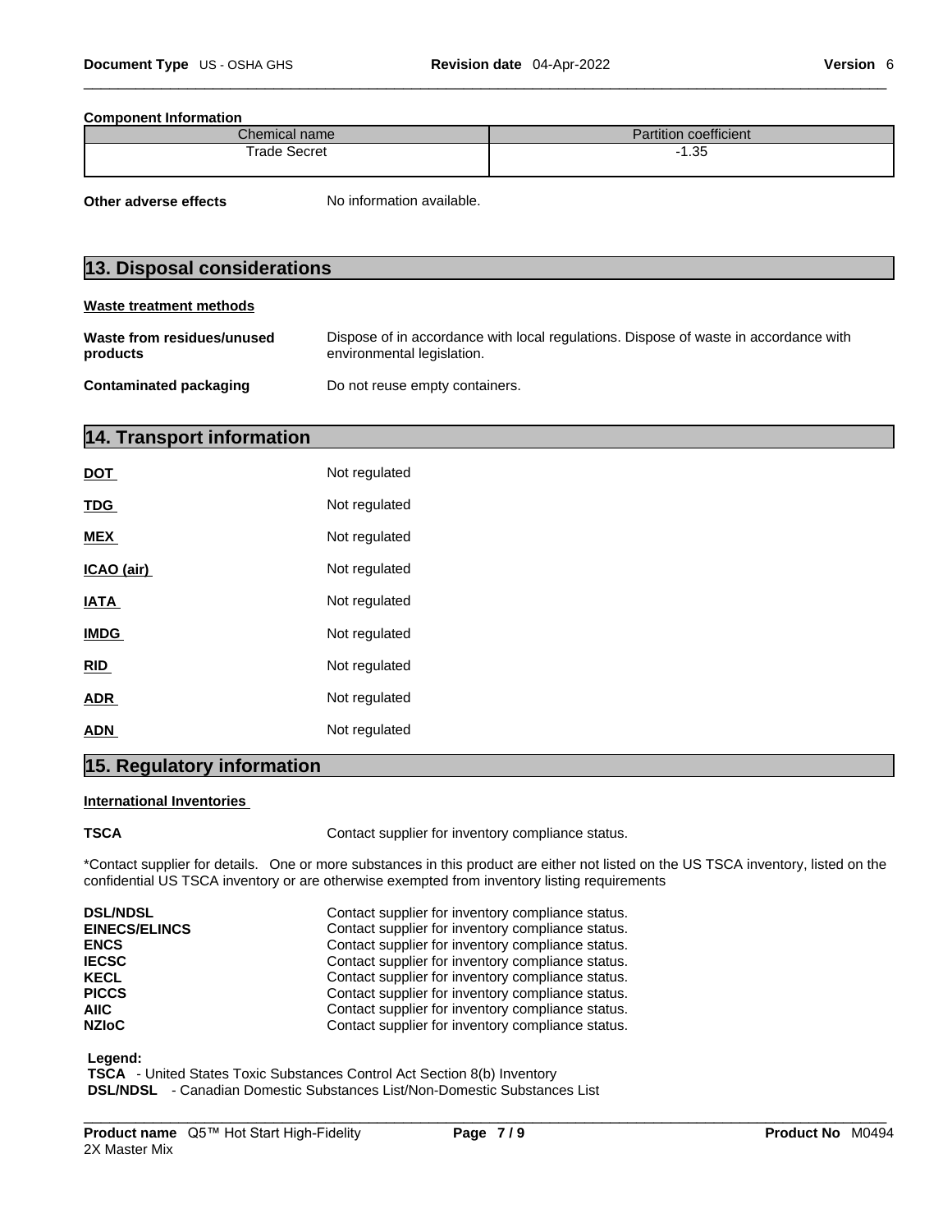**Component Information**

| Chemical name | Partition coefficient |
| --- | --- |
| Trade Secret | -1.35 |

**Other adverse effects** No information available.

## 13. Disposal considerations

**Waste treatment methods**

**Waste from residues/unused products** Dispose of in accordance with local regulations. Dispose of waste in accordance with environmental legislation.

**Contaminated packaging** Do not reuse empty containers.

## 14. Transport information

**DOT** Not regulated

**TDG** Not regulated

**MEX** Not regulated

**ICAO (air)** Not regulated

**IATA** Not regulated

**IMDG** Not regulated

**RID** Not regulated

**ADR** Not regulated

**ADN** Not regulated

## 15. Regulatory information

**International Inventories**

**TSCA** Contact supplier for inventory compliance status.

*Contact supplier for details. One or more substances in this product are either not listed on the US TSCA inventory, listed on the confidential US TSCA inventory or are otherwise exempted from inventory listing requirements

**DSL/NDSL** Contact supplier for inventory compliance status.
**EINECS/ELINCS** Contact supplier for inventory compliance status.
**ENCS** Contact supplier for inventory compliance status.
**IECSC** Contact supplier for inventory compliance status.
**KECL** Contact supplier for inventory compliance status.
**PICCS** Contact supplier for inventory compliance status.
**AIIC** Contact supplier for inventory compliance status.
**NZIoC** Contact supplier for inventory compliance status.

**Legend:**
**TSCA** - United States Toxic Substances Control Act Section 8(b) Inventory
**DSL/NDSL** - Canadian Domestic Substances List/Non-Domestic Substances List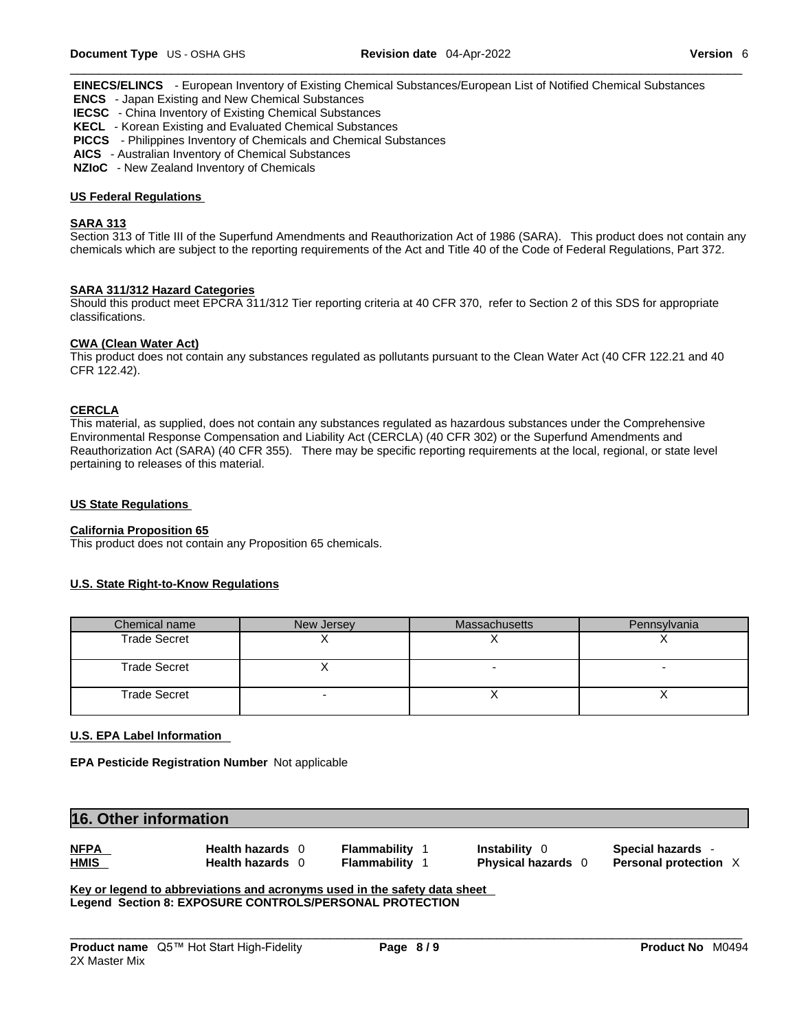**EINECS/ELINCS** - European Inventory of Existing Chemical Substances/European List of Notified Chemical Substances
**ENCS** - Japan Existing and New Chemical Substances
**IECSC** - China Inventory of Existing Chemical Substances
**KECL** - Korean Existing and Evaluated Chemical Substances
**PICCS** - Philippines Inventory of Chemicals and Chemical Substances
**AICS** - Australian Inventory of Chemical Substances
**NZIoC** - New Zealand Inventory of Chemicals

**US Federal Regulations**

**SARA 313**
Section 313 of Title III of the Superfund Amendments and Reauthorization Act of 1986 (SARA). This product does not contain any chemicals which are subject to the reporting requirements of the Act and Title 40 of the Code of Federal Regulations, Part 372.

**SARA 311/312 Hazard Categories**
Should this product meet EPCRA 311/312 Tier reporting criteria at 40 CFR 370, refer to Section 2 of this SDS for appropriate classifications.

**CWA (Clean Water Act)**
This product does not contain any substances regulated as pollutants pursuant to the Clean Water Act (40 CFR 122.21 and 40 CFR 122.42).

**CERCLA**
This material, as supplied, does not contain any substances regulated as hazardous substances under the Comprehensive Environmental Response Compensation and Liability Act (CERCLA) (40 CFR 302) or the Superfund Amendments and Reauthorization Act (SARA) (40 CFR 355). There may be specific reporting requirements at the local, regional, or state level pertaining to releases of this material.

**US State Regulations**

**California Proposition 65**
This product does not contain any Proposition 65 chemicals.

**U.S. State Right-to-Know Regulations**

| Chemical name | New Jersey | Massachusetts | Pennsylvania |
|---|---|---|---|
| Trade Secret | X | X | X |
| Trade Secret | X | - | - |
| Trade Secret | - | X | X |

**U.S. EPA Label Information**

**EPA Pesticide Registration Number** Not applicable

## 16. Other information

| | | | | |
|---|---|---|---|---|
| **NFPA** | **Health hazards** 0 | **Flammability** 1 | **Instability** 0 | **Special hazards** - |
| **HMIS** | **Health hazards** 0 | **Flammability** 1 | **Physical hazards** 0 | **Personal protection** X |

**Key or legend to abbreviations and acronyms used in the safety data sheet**
**Legend Section 8: EXPOSURE CONTROLS/PERSONAL PROTECTION**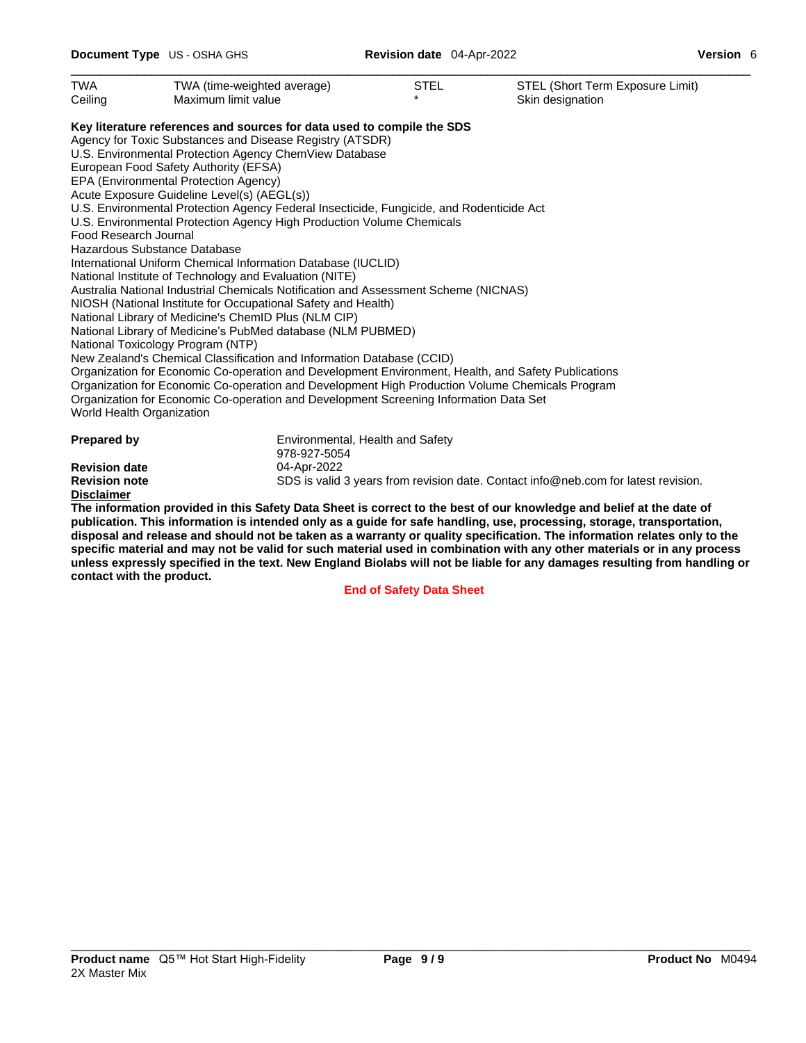| | | | |
|---|---|---|---|
| TWA | TWA (time-weighted average) | STEL | STEL (Short Term Exposure Limit) |
| Ceiling | Maximum limit value | * | Skin designation |

**Key literature references and sources for data used to compile the SDS**

Agency for Toxic Substances and Disease Registry (ATSDR)
U.S. Environmental Protection Agency ChemView Database
European Food Safety Authority (EFSA)
EPA (Environmental Protection Agency)
Acute Exposure Guideline Level(s) (AEGL(s))
U.S. Environmental Protection Agency Federal Insecticide, Fungicide, and Rodenticide Act
U.S. Environmental Protection Agency High Production Volume Chemicals
Food Research Journal
Hazardous Substance Database
International Uniform Chemical Information Database (IUCLID)
National Institute of Technology and Evaluation (NITE)
Australia National Industrial Chemicals Notification and Assessment Scheme (NICNAS)
NIOSH (National Institute for Occupational Safety and Health)
National Library of Medicine's ChemID Plus (NLM CIP)
National Library of Medicine's PubMed database (NLM PUBMED)
National Toxicology Program (NTP)
New Zealand's Chemical Classification and Information Database (CCID)
Organization for Economic Co-operation and Development Environment, Health, and Safety Publications
Organization for Economic Co-operation and Development High Production Volume Chemicals Program
Organization for Economic Co-operation and Development Screening Information Data Set
World Health Organization

**Prepared by** Environmental, Health and Safety
978-927-5054

**Revision date** 04-Apr-2022

**Revision note** SDS is valid 3 years from revision date. Contact info@neb.com for latest revision.

**Disclaimer**

**The information provided in this Safety Data Sheet is correct to the best of our knowledge and belief at the date of publication. This information is intended only as a guide for safe handling, use, processing, storage, transportation, disposal and release and should not be taken as a warranty or quality specification. The information relates only to the specific material and may not be valid for such material used in combination with any other materials or in any process unless expressly specified in the text. New England Biolabs will not be liable for any damages resulting from handling or contact with the product.**

**End of Safety Data Sheet**